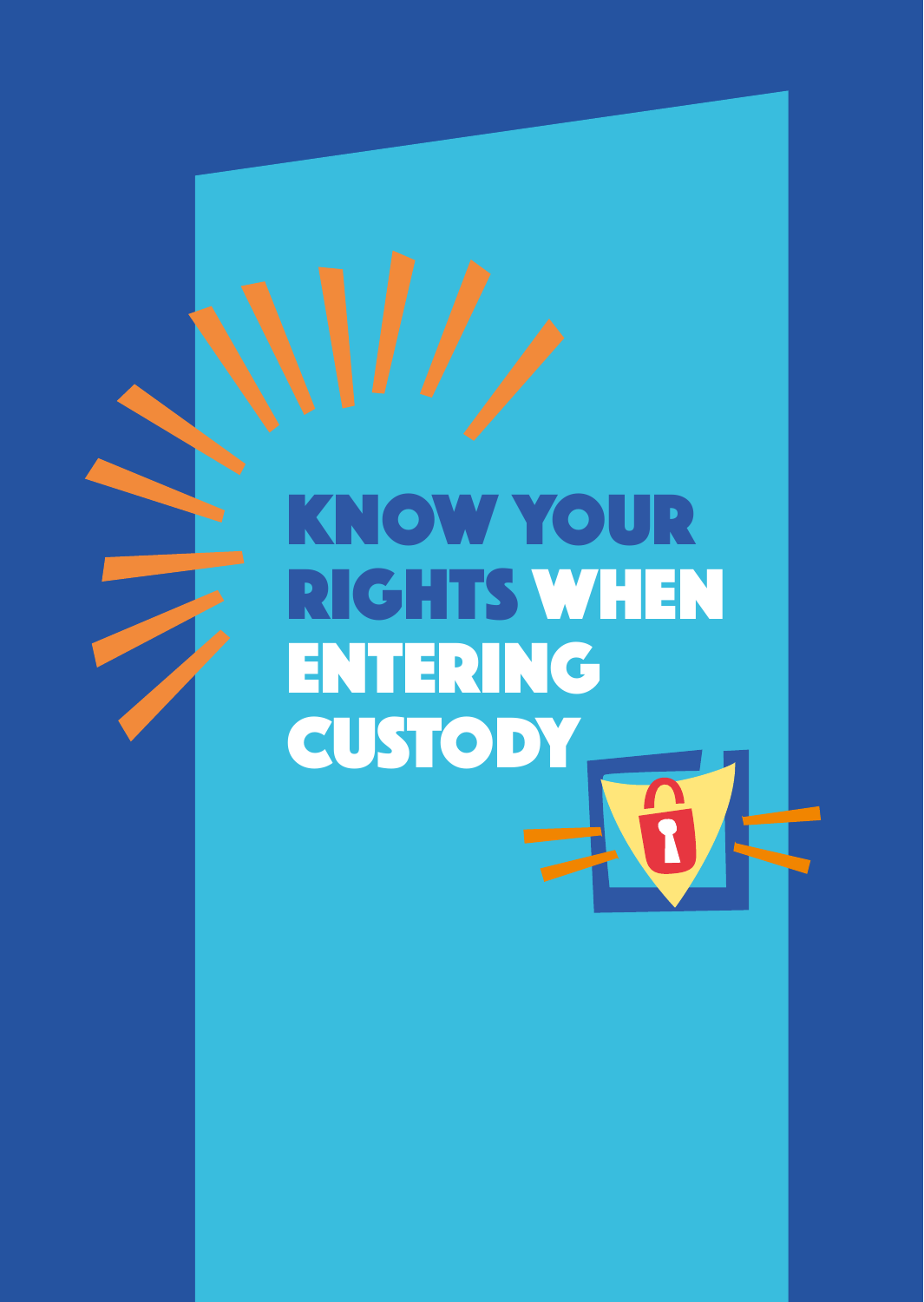# KNOW YOUR RIGHTS WHEN ENTERING CUSTODY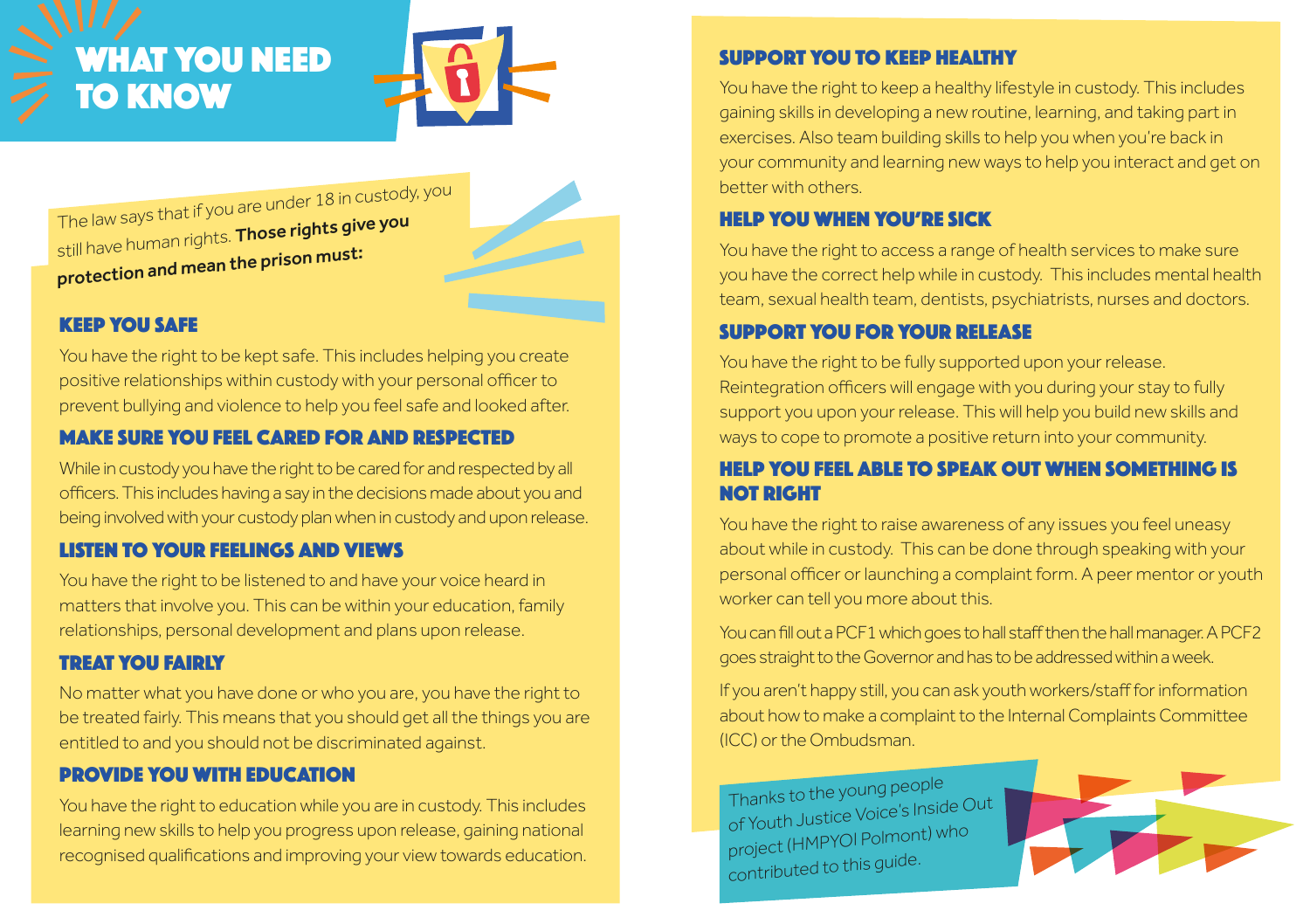# WHAT YOU NEED TO KNOW

The law says that if you are under 18 in custody, you still have human rights. **Those rights give you protection and mean the prison must:**

## KEEP YOU SAFE

You have the right to be kept safe. This includes helping you create positive relationships within custody with your personal officer to prevent bullying and violence to help you feel safe and looked after.

## MAKE SURE YOU FEEL CARED FOR AND RESPECTED

While in custody you have the right to be cared for and respected by all officers. This includes having a say in the decisions made about you and being involved with your custody plan when in custody and upon release.

## LISTEN TO YOUR FEELINGS AND VIEWS

You have the right to be listened to and have your voice heard in matters that involve you. This can be within your education, family relationships, personal development and plans upon release.

## TREAT YOU FAIRLY

No matter what you have done or who you are, you have the right to be treated fairly. This means that you should get all the things you are entitled to and you should not be discriminated against.

## PROVIDE YOU WITH EDUCATION

You have the right to education while you are in custody. This includes learning new skills to help you progress upon release, gaining national recognised qualifications and improving your view towards education.

## SUPPORT YOU TO KEEP HEALTHY

You have the right to keep a healthy lifestyle in custody. This includes gaining skills in developing a new routine, learning, and taking part in exercises. Also team building skills to help you when you're back in your community and learning new ways to help you interact and get on better with others.

## HELP YOU WHEN YOU'RE SICK

You have the right to access a range of health services to make sure you have the correct help while in custody. This includes mental health team, sexual health team, dentists, psychiatrists, nurses and doctors.

## SUPPORT YOU FOR YOUR RELEASE

You have the right to be fully supported upon your release. Reintegration officers will engage with you during your stay to fully support you upon your release. This will help you build new skills and ways to cope to promote a positive return into your community.

## HELP YOU FEEL ABLE TO SPEAK OUT WHEN SOMETHING IS NOT RIGHT

You have the right to raise awareness of any issues you feel uneasy about while in custody. This can be done through speaking with your personal officer or launching a complaint form. A peer mentor or youth worker can tell you more about this.

You can fill out a PCF1 which goes to hall staff then the hall manager. A PCF2 goes straight to the Governor and has to be addressed within a week.

If you aren't happy still, you can ask youth workers/staff for information about how to make a complaint to the Internal Complaints Committee (ICC) or the Ombudsman.

Thanks to the young people of Youth Justice Voice's Inside Out project (HMPYOI Polmont) who contributed to this guide.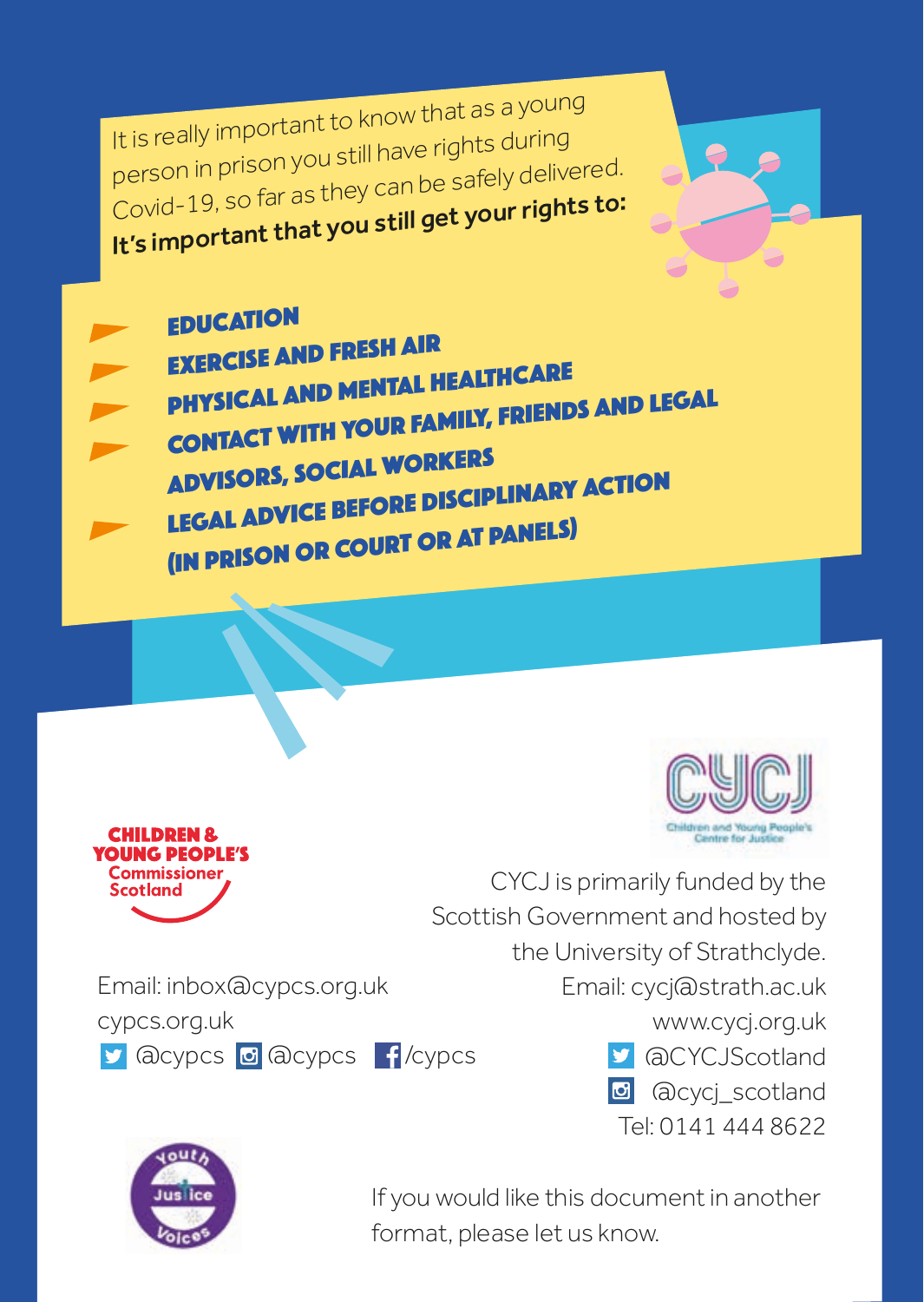It is really important to know that as a young person in prison you still have rights during Covid-19, so far as they can be safely delivered.

**It's important that you still get your rights to:**

- **EDUCATION**
- **EXERCISE AND FRESH AIR**
- **PHYSICAL AND MENTAL HEALTHCARE**
- **CONTACT WITH YOUR FAMILY, FRIENDS AND LEGAL ADVISORS, SOCIAL WORKERS**
- **LEGAL ADVICE BEFORE DISCIPLINARY ACTION (IN PRISON OR COURT OR AT PANELS)**

CHILDREN & YOUNG PEOPLE'S Commissioner Scotland

Email: inbox@cypcs.org.uk
cypcs.org.uk
@cypcs @cypcs /cypcs

CYCJ Children and Young People's Centre for Justice

CYCJ is primarily funded by the Scottish Government and hosted by the University of Strathclyde.
Email: cycj@strath.ac.uk
www.cycj.org.uk
@CYCJScotland
@cycj_scotland
Tel: 0141 444 8622

Youth Justice Voices

If you would like this document in another format, please let us know.